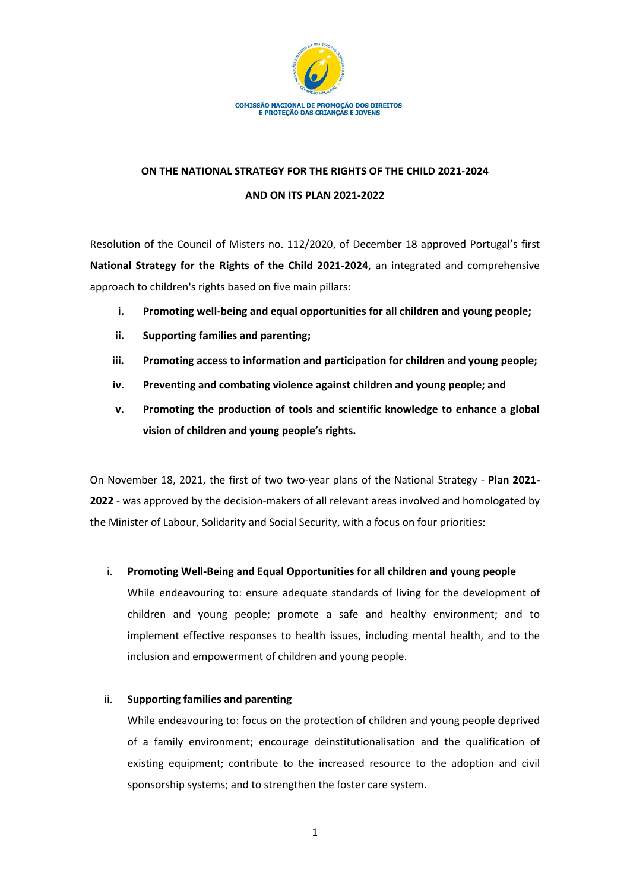COMISSÃO NACIONAL DE PROMOÇÃO DOS DIREITOS E PROTEÇÃO DAS CRIANÇAS E JOVENS

# ON THE NATIONAL STRATEGY FOR THE RIGHTS OF THE CHILD 2021-2024
# AND ON ITS PLAN 2021-2022

Resolution of the Council of Misters no. 112/2020, of December 18 approved Portugal's first **National Strategy for the Rights of the Child 2021-2024**, an integrated and comprehensive approach to children's rights based on five main pillars:

i. **Promoting well-being and equal opportunities for all children and young people;**

ii. **Supporting families and parenting;**

iii. **Promoting access to information and participation for children and young people;**

iv. **Preventing and combating violence against children and young people; and**

v. **Promoting the production of tools and scientific knowledge to enhance a global vision of children and young people's rights.**

On November 18, 2021, the first of two two-year plans of the National Strategy - **Plan 2021-2022** - was approved by the decision-makers of all relevant areas involved and homologated by the Minister of Labour, Solidarity and Social Security, with a focus on four priorities:

i. **Promoting Well-Being and Equal Opportunities for all children and young people**
While endeavouring to: ensure adequate standards of living for the development of children and young people; promote a safe and healthy environment; and to implement effective responses to health issues, including mental health, and to the inclusion and empowerment of children and young people.

ii. **Supporting families and parenting**
While endeavouring to: focus on the protection of children and young people deprived of a family environment; encourage deinstitutionalisation and the qualification of existing equipment; contribute to the increased resource to the adoption and civil sponsorship systems; and to strengthen the foster care system.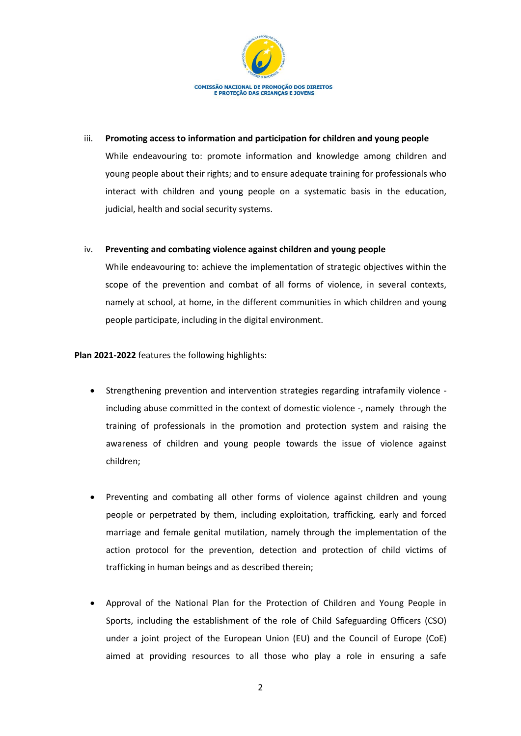iii. **Promoting access to information and participation for children and young people**

While endeavouring to: promote information and knowledge among children and young people about their rights; and to ensure adequate training for professionals who interact with children and young people on a systematic basis in the education, judicial, health and social security systems.

iv. **Preventing and combating violence against children and young people**

While endeavouring to: achieve the implementation of strategic objectives within the scope of the prevention and combat of all forms of violence, in several contexts, namely at school, at home, in the different communities in which children and young people participate, including in the digital environment.

**Plan 2021-2022** features the following highlights:

- Strengthening prevention and intervention strategies regarding intrafamily violence - including abuse committed in the context of domestic violence -, namely through the training of professionals in the promotion and protection system and raising the awareness of children and young people towards the issue of violence against children;

- Preventing and combating all other forms of violence against children and young people or perpetrated by them, including exploitation, trafficking, early and forced marriage and female genital mutilation, namely through the implementation of the action protocol for the prevention, detection and protection of child victims of trafficking in human beings and as described therein;

- Approval of the National Plan for the Protection of Children and Young People in Sports, including the establishment of the role of Child Safeguarding Officers (CSO) under a joint project of the European Union (EU) and the Council of Europe (CoE) aimed at providing resources to all those who play a role in ensuring a safe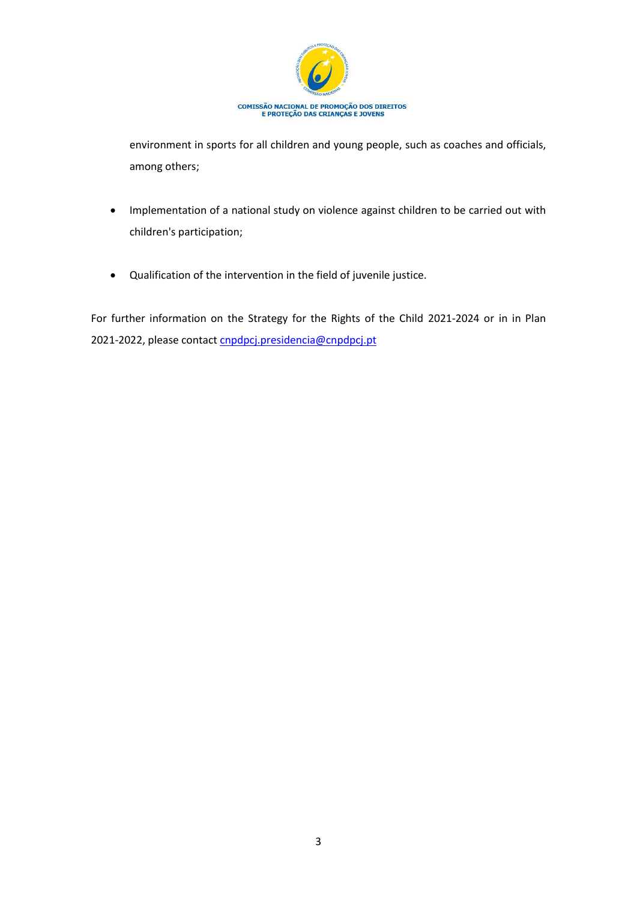environment in sports for all children and young people, such as coaches and officials, among others;

- Implementation of a national study on violence against children to be carried out with children's participation;
- Qualification of the intervention in the field of juvenile justice.

For further information on the Strategy for the Rights of the Child 2021-2024 or in in Plan 2021-2022, please contact cnpdpcj.presidencia@cnpdpcj.pt